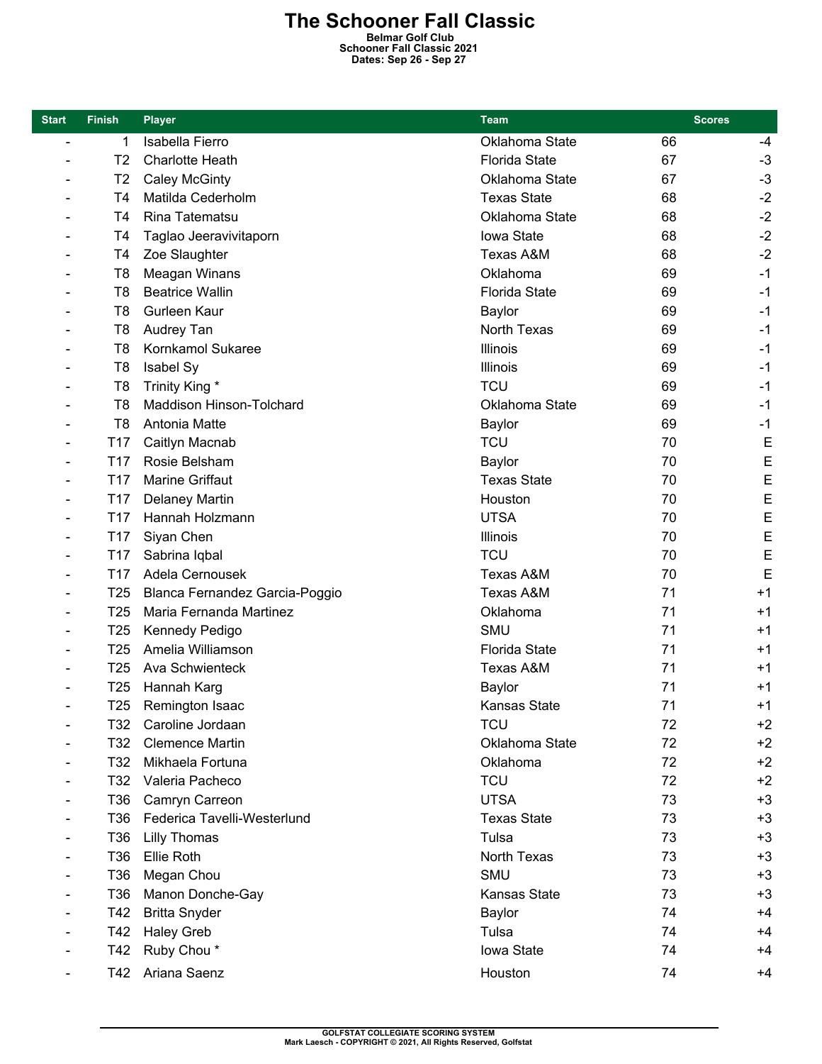# The Schooner Fall Classic

**Belmar Golf Club**
**Schooner Fall Classic 2021**
**Dates: Sep 26 - Sep 27**

| Start | Finish | Player | Team | Scores | |
|---|---|---|---|---|---|
| - | 1 | Isabella Fierro | Oklahoma State | 66 | -4 |
| - | T2 | Charlotte Heath | Florida State | 67 | -3 |
| - | T2 | Caley McGinty | Oklahoma State | 67 | -3 |
| - | T4 | Matilda Cederholm | Texas State | 68 | -2 |
| - | T4 | Rina Tatematsu | Oklahoma State | 68 | -2 |
| - | T4 | Taglao Jeeravivitaporn | Iowa State | 68 | -2 |
| - | T4 | Zoe Slaughter | Texas A&M | 68 | -2 |
| - | T8 | Meagan Winans | Oklahoma | 69 | -1 |
| - | T8 | Beatrice Wallin | Florida State | 69 | -1 |
| - | T8 | Gurleen Kaur | Baylor | 69 | -1 |
| - | T8 | Audrey Tan | North Texas | 69 | -1 |
| - | T8 | Kornkamol Sukaree | Illinois | 69 | -1 |
| - | T8 | Isabel Sy | Illinois | 69 | -1 |
| - | T8 | Trinity King * | TCU | 69 | -1 |
| - | T8 | Maddison Hinson-Tolchard | Oklahoma State | 69 | -1 |
| - | T8 | Antonia Matte | Baylor | 69 | -1 |
| - | T17 | Caitlyn Macnab | TCU | 70 | E |
| - | T17 | Rosie Belsham | Baylor | 70 | E |
| - | T17 | Marine Griffaut | Texas State | 70 | E |
| - | T17 | Delaney Martin | Houston | 70 | E |
| - | T17 | Hannah Holzmann | UTSA | 70 | E |
| - | T17 | Siyan Chen | Illinois | 70 | E |
| - | T17 | Sabrina Iqbal | TCU | 70 | E |
| - | T17 | Adela Cernousek | Texas A&M | 70 | E |
| - | T25 | Blanca Fernandez Garcia-Poggio | Texas A&M | 71 | +1 |
| - | T25 | Maria Fernanda Martinez | Oklahoma | 71 | +1 |
| - | T25 | Kennedy Pedigo | SMU | 71 | +1 |
| - | T25 | Amelia Williamson | Florida State | 71 | +1 |
| - | T25 | Ava Schwienteck | Texas A&M | 71 | +1 |
| - | T25 | Hannah Karg | Baylor | 71 | +1 |
| - | T25 | Remington Isaac | Kansas State | 71 | +1 |
| - | T32 | Caroline Jordaan | TCU | 72 | +2 |
| - | T32 | Clemence Martin | Oklahoma State | 72 | +2 |
| - | T32 | Mikhaela Fortuna | Oklahoma | 72 | +2 |
| - | T32 | Valeria Pacheco | TCU | 72 | +2 |
| - | T36 | Camryn Carreon | UTSA | 73 | +3 |
| - | T36 | Federica Tavelli-Westerlund | Texas State | 73 | +3 |
| - | T36 | Lilly Thomas | Tulsa | 73 | +3 |
| - | T36 | Ellie Roth | North Texas | 73 | +3 |
| - | T36 | Megan Chou | SMU | 73 | +3 |
| - | T36 | Manon Donche-Gay | Kansas State | 73 | +3 |
| - | T42 | Britta Snyder | Baylor | 74 | +4 |
| - | T42 | Haley Greb | Tulsa | 74 | +4 |
| - | T42 | Ruby Chou * | Iowa State | 74 | +4 |
| - | T42 | Ariana Saenz | Houston | 74 | +4 |

GOLFSTAT COLLEGIATE SCORING SYSTEM
Mark Laesch - COPYRIGHT © 2021, All Rights Reserved, Golfstat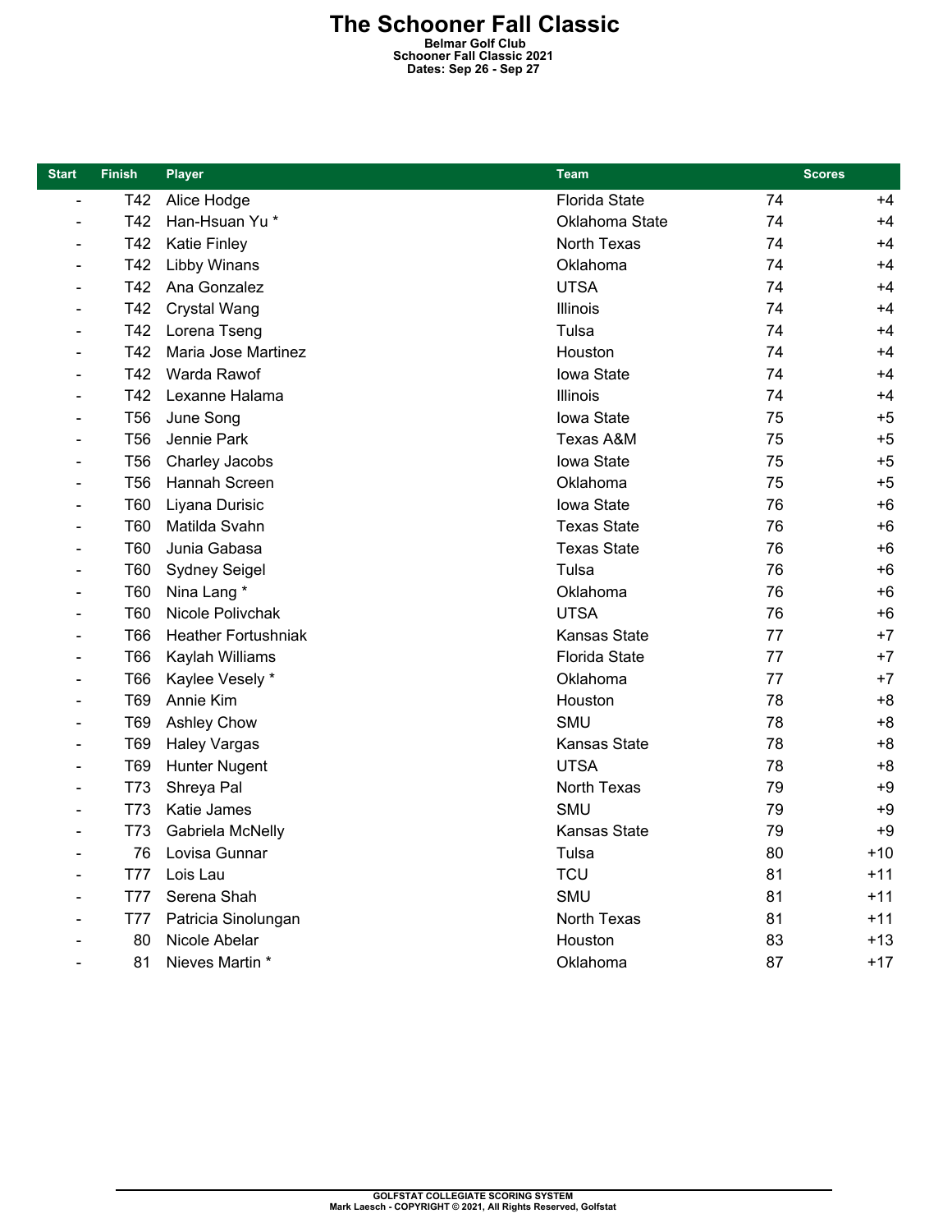# The Schooner Fall Classic

**Belmar Golf Club**
**Schooner Fall Classic 2021**
**Dates: Sep 26 - Sep 27**

| Start | Finish | Player | Team | Scores | |
|---|---|---|---|---|---|
| - | T42 | Alice Hodge | Florida State | 74 | +4 |
| - | T42 | Han-Hsuan Yu * | Oklahoma State | 74 | +4 |
| - | T42 | Katie Finley | North Texas | 74 | +4 |
| - | T42 | Libby Winans | Oklahoma | 74 | +4 |
| - | T42 | Ana Gonzalez | UTSA | 74 | +4 |
| - | T42 | Crystal Wang | Illinois | 74 | +4 |
| - | T42 | Lorena Tseng | Tulsa | 74 | +4 |
| - | T42 | Maria Jose Martinez | Houston | 74 | +4 |
| - | T42 | Warda Rawof | Iowa State | 74 | +4 |
| - | T42 | Lexanne Halama | Illinois | 74 | +4 |
| - | T56 | June Song | Iowa State | 75 | +5 |
| - | T56 | Jennie Park | Texas A&M | 75 | +5 |
| - | T56 | Charley Jacobs | Iowa State | 75 | +5 |
| - | T56 | Hannah Screen | Oklahoma | 75 | +5 |
| - | T60 | Liyana Durisic | Iowa State | 76 | +6 |
| - | T60 | Matilda Svahn | Texas State | 76 | +6 |
| - | T60 | Junia Gabasa | Texas State | 76 | +6 |
| - | T60 | Sydney Seigel | Tulsa | 76 | +6 |
| - | T60 | Nina Lang * | Oklahoma | 76 | +6 |
| - | T60 | Nicole Polivchak | UTSA | 76 | +6 |
| - | T66 | Heather Fortushniak | Kansas State | 77 | +7 |
| - | T66 | Kaylah Williams | Florida State | 77 | +7 |
| - | T66 | Kaylee Vesely * | Oklahoma | 77 | +7 |
| - | T69 | Annie Kim | Houston | 78 | +8 |
| - | T69 | Ashley Chow | SMU | 78 | +8 |
| - | T69 | Haley Vargas | Kansas State | 78 | +8 |
| - | T69 | Hunter Nugent | UTSA | 78 | +8 |
| - | T73 | Shreya Pal | North Texas | 79 | +9 |
| - | T73 | Katie James | SMU | 79 | +9 |
| - | T73 | Gabriela McNelly | Kansas State | 79 | +9 |
| - | 76 | Lovisa Gunnar | Tulsa | 80 | +10 |
| - | T77 | Lois Lau | TCU | 81 | +11 |
| - | T77 | Serena Shah | SMU | 81 | +11 |
| - | T77 | Patricia Sinolungan | North Texas | 81 | +11 |
| - | 80 | Nicole Abelar | Houston | 83 | +13 |
| - | 81 | Nieves Martin * | Oklahoma | 87 | +17 |

GOLFSTAT COLLEGIATE SCORING SYSTEM
Mark Laesch - COPYRIGHT © 2021, All Rights Reserved, Golfstat